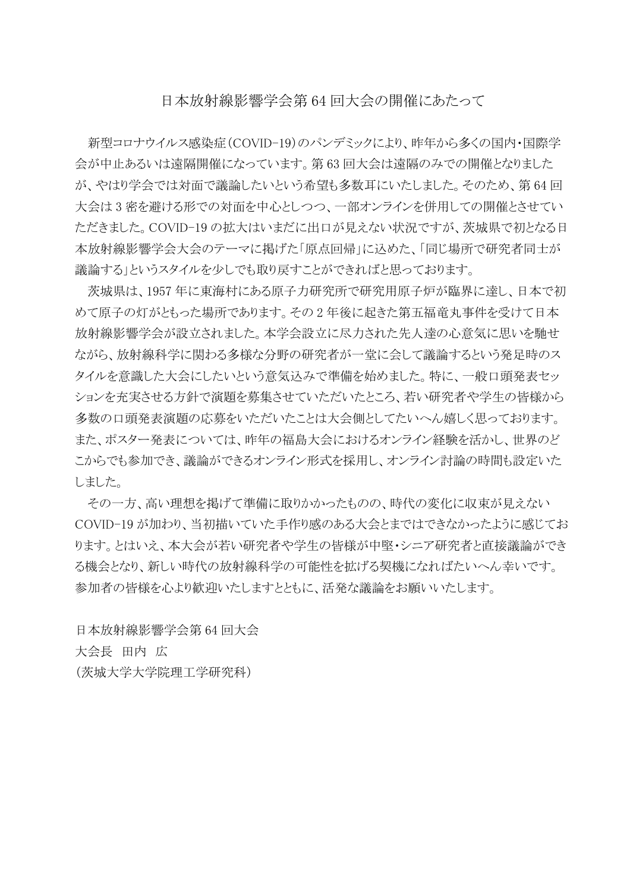# 日本放射線影響学会第 64 回大会の開催にあたって

新型コロナウイルス感染症（COVID-19）のパンデミックにより、昨年から多くの国内・国際学会が中止あるいは遠隔開催になっています。第 63 回大会は遠隔のみでの開催となりましたが、やはり学会では対面で議論したいという希望も多数耳にいたしました。そのため、第 64 回大会は 3 密を避ける形での対面を中心としつつ、一部オンラインを併用しての開催とさせていただきました。COVID-19 の拡大はいまだに出口が見えない状況ですが、茨城県で初となる日本放射線影響学会大会のテーマに掲げた「原点回帰」に込めた、「同じ場所で研究者同士が議論する」というスタイルを少しでも取り戻すことができればと思っております。

茨城県は、1957 年に東海村にある原子力研究所で研究用原子炉が臨界に達し、日本で初めて原子の灯がともった場所であります。その 2 年後に起きた第五福竜丸事件を受けて日本放射線影響学会が設立されました。本学会設立に尽力された先人達の心意気に思いを馳せながら、放射線科学に関わる多様な分野の研究者が一堂に会して議論するという発足時のスタイルを意識した大会にしたいという意気込みで準備を始めました。特に、一般口頭発表セッションを充実させる方針で演題を募集させていただいたところ、若い研究者や学生の皆様から多数の口頭発表演題の応募をいただいたことは大会側としてたいへん嬉しく思っております。また、ポスター発表については、昨年の福島大会におけるオンライン経験を活かし、世界のどこからでも参加でき、議論ができるオンライン形式を採用し、オンライン討論の時間も設定いたしました。

その一方、高い理想を掲げて準備に取りかかったものの、時代の変化に収束が見えない COVID-19 が加わり、当初描いていた手作り感のある大会とまではできなかったように感じております。とはいえ、本大会が若い研究者や学生の皆様が中堅・シニア研究者と直接議論ができる機会となり、新しい時代の放射線科学の可能性を拡げる契機になればたいへん幸いです。参加者の皆様を心より歓迎いたしますとともに、活発な議論をお願いいたします。

日本放射線影響学会第 64 回大会
大会長　田内　広
（茨城大学大学院理工学研究科）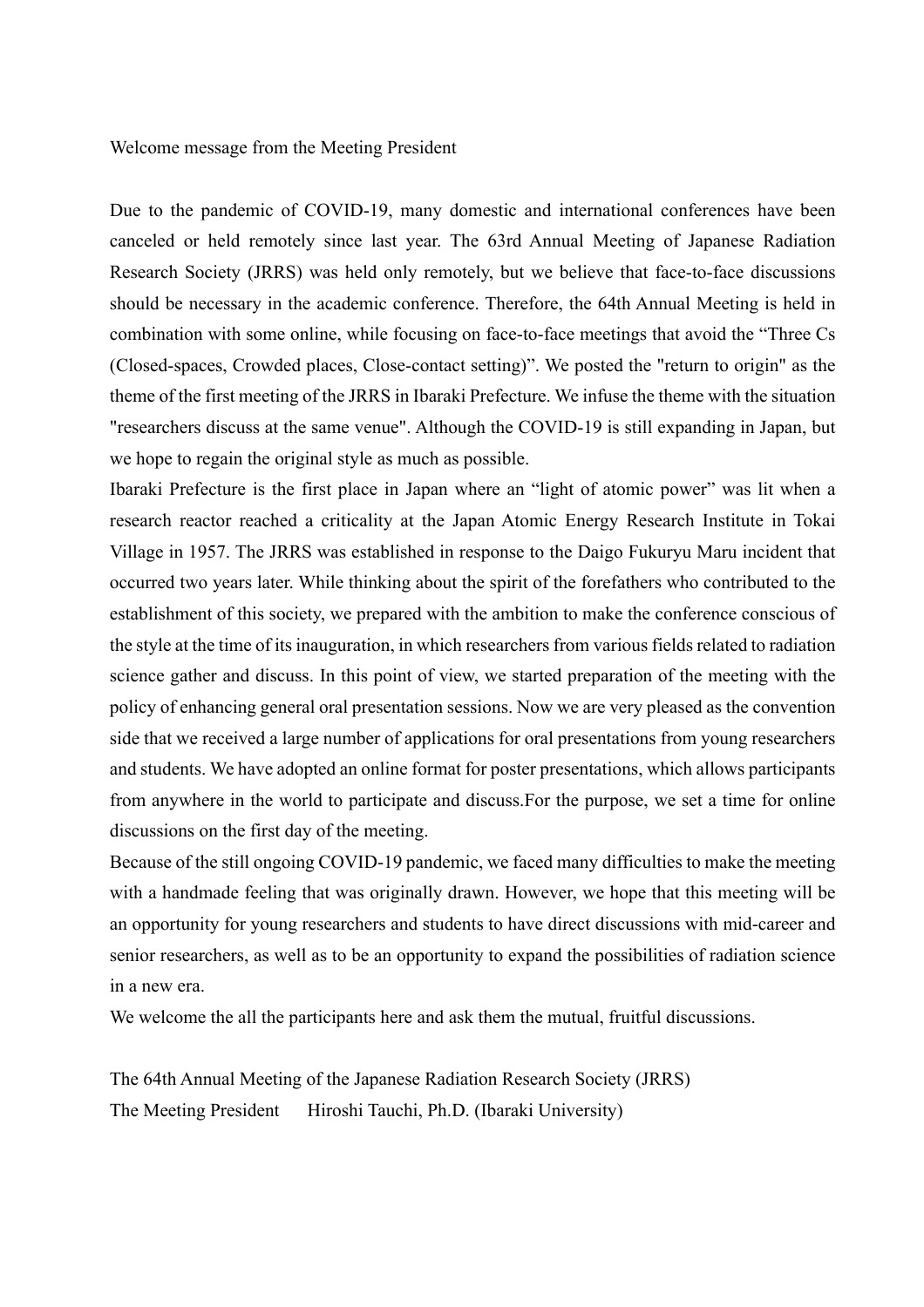# Welcome message from the Meeting President

Due to the pandemic of COVID-19, many domestic and international conferences have been canceled or held remotely since last year. The 63rd Annual Meeting of Japanese Radiation Research Society (JRRS) was held only remotely, but we believe that face-to-face discussions should be necessary in the academic conference. Therefore, the 64th Annual Meeting is held in combination with some online, while focusing on face-to-face meetings that avoid the “Three Cs (Closed-spaces, Crowded places, Close-contact setting)”. We posted the "return to origin" as the theme of the first meeting of the JRRS in Ibaraki Prefecture. We infuse the theme with the situation "researchers discuss at the same venue". Although the COVID-19 is still expanding in Japan, but we hope to regain the original style as much as possible.

Ibaraki Prefecture is the first place in Japan where an “light of atomic power” was lit when a research reactor reached a criticality at the Japan Atomic Energy Research Institute in Tokai Village in 1957. The JRRS was established in response to the Daigo Fukuryu Maru incident that occurred two years later. While thinking about the spirit of the forefathers who contributed to the establishment of this society, we prepared with the ambition to make the conference conscious of the style at the time of its inauguration, in which researchers from various fields related to radiation science gather and discuss. In this point of view, we started preparation of the meeting with the policy of enhancing general oral presentation sessions. Now we are very pleased as the convention side that we received a large number of applications for oral presentations from young researchers and students. We have adopted an online format for poster presentations, which allows participants from anywhere in the world to participate and discuss.For the purpose, we set a time for online discussions on the first day of the meeting.

Because of the still ongoing COVID-19 pandemic, we faced many difficulties to make the meeting with a handmade feeling that was originally drawn. However, we hope that this meeting will be an opportunity for young researchers and students to have direct discussions with mid-career and senior researchers, as well as to be an opportunity to expand the possibilities of radiation science in a new era.

We welcome the all the participants here and ask them the mutual, fruitful discussions.

The 64th Annual Meeting of the Japanese Radiation Research Society (JRRS)
The Meeting President　Hiroshi Tauchi, Ph.D. (Ibaraki University)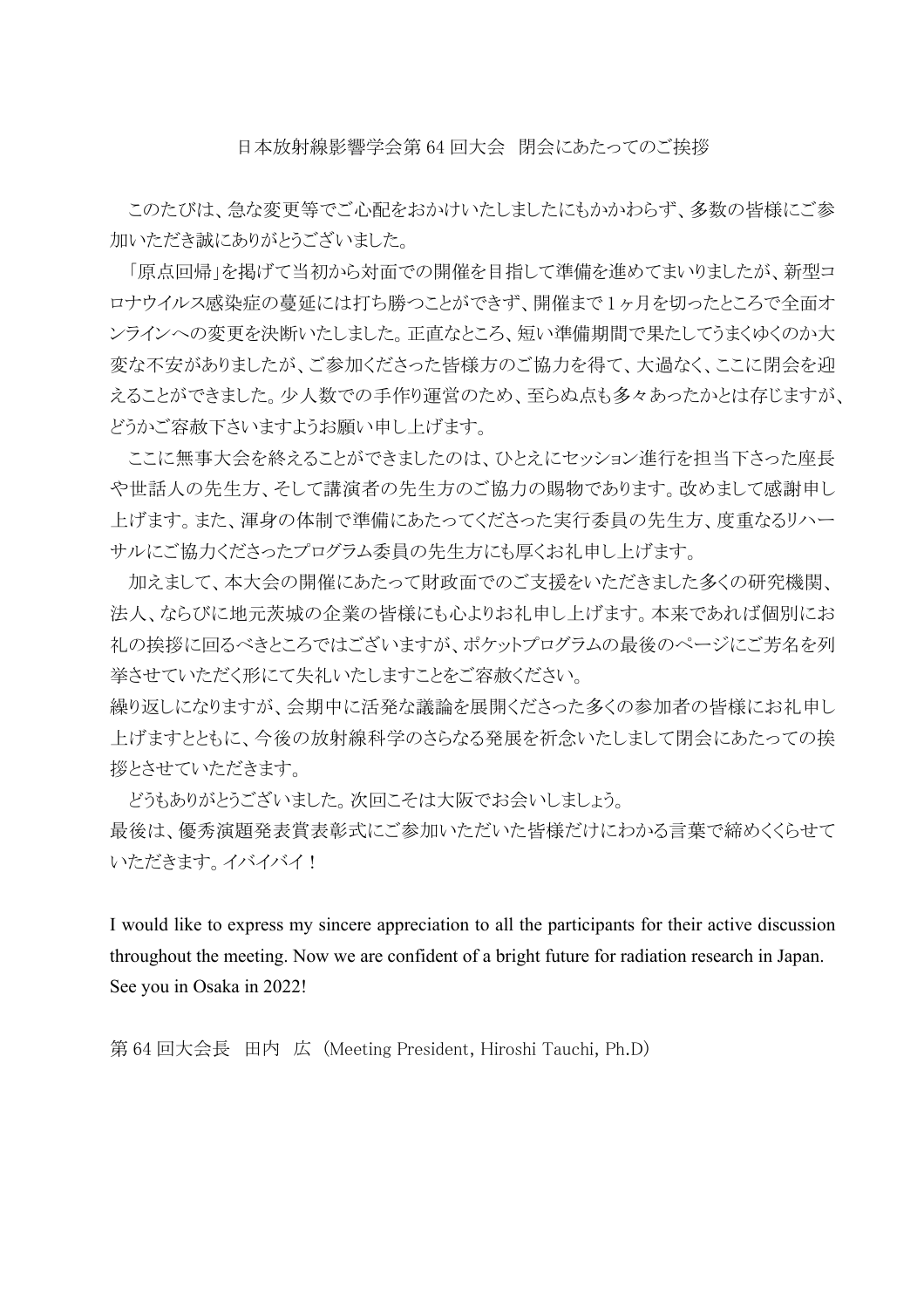日本放射線影響学会第 64 回大会 閉会にあたってのご挨拶

このたびは、急な変更等でご心配をおかけいたしましたにもかかわらず、多数の皆様にご参加いただき誠にありがとうございました。

「原点回帰」を掲げて当初から対面での開催を目指して準備を進めてまいりましたが、新型コロナウイルス感染症の蔓延には打ち勝つことができず、開催まで 1 ヶ月を切ったところで全面オンラインへの変更を決断いたしました。正直なところ、短い準備期間で果たしてうまくゆくのか大変な不安がありましたが、ご参加くださった皆様方のご協力を得て、大過なく、ここに閉会を迎えることができました。少人数での手作り運営のため、至らぬ点も多々あったかとは存じますが、どうかご容赦下さいますようお願い申し上げます。

ここに無事大会を終えることができましたのは、ひとえにセッション進行を担当下さった座長や世話人の先生方、そして講演者の先生方のご協力の賜物であります。改めまして感謝申し上げます。また、渾身の体制で準備にあたってくださった実行委員の先生方、度重なるリハーサルにご協力くださったプログラム委員の先生方にも厚くお礼申し上げます。

加えまして、本大会の開催にあたって財政面でのご支援をいただきました多くの研究機関、法人、ならびに地元茨城の企業の皆様にも心よりお礼申し上げます。本来であれば個別にお礼の挨拶に回るべきところではございますが、ポケットプログラムの最後のページにご芳名を列挙させていただく形にて失礼いたしますことをご容赦ください。

繰り返しになりますが、会期中に活発な議論を展開くださった多くの参加者の皆様にお礼申し上げますとともに、今後の放射線科学のさらなる発展を祈念いたしまして閉会にあたっての挨拶とさせていただきます。

どうもありがとうございました。次回こそは大阪でお会いしましょう。

最後は、優秀演題発表賞表彰式にご参加いただいた皆様だけにわかる言葉で締めくくらせていただきます。イバイバイ！

I would like to express my sincere appreciation to all the participants for their active discussion throughout the meeting. Now we are confident of a bright future for radiation research in Japan. See you in Osaka in 2022!

第 64 回大会長　田内　広（Meeting President, Hiroshi Tauchi, Ph.D）